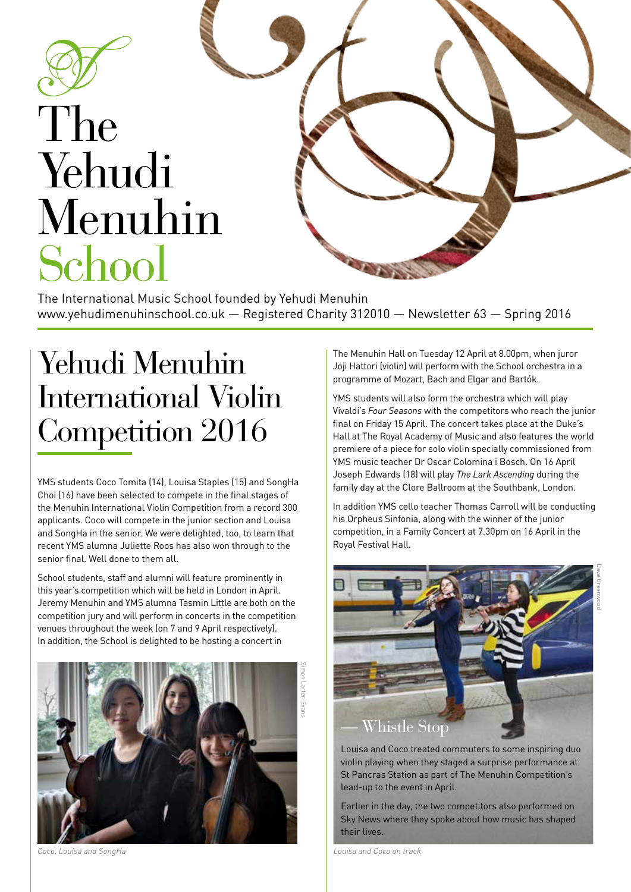# The Yehudi Menuhin School

The International Music School founded by Yehudi Menuhin
www.yehudimenuhinschool.co.uk — Registered Charity 312010 — Newsletter 63 — Spring 2016

## Yehudi Menuhin International Violin Competition 2016

YMS students Coco Tomita (14), Louisa Staples (15) and SongHa Choi (16) have been selected to compete in the final stages of the Menuhin International Violin Competition from a record 300 applicants. Coco will compete in the junior section and Louisa and SongHa in the senior. We were delighted, too, to learn that recent YMS alumna Juliette Roos has also won through to the senior final. Well done to them all.

School students, staff and alumni will feature prominently in this year's competition which will be held in London in April. Jeremy Menuhin and YMS alumna Tasmin Little are both on the competition jury and will perform in concerts in the competition venues throughout the week (on 7 and 9 April respectively). In addition, the School is delighted to be hosting a concert in The Menuhin Hall on Tuesday 12 April at 8.00pm, when juror Joji Hattori (violin) will perform with the School orchestra in a programme of Mozart, Bach and Elgar and Bartók.

YMS students will also form the orchestra which will play Vivaldi's *Four Seasons* with the competitors who reach the junior final on Friday 15 April. The concert takes place at the Duke's Hall at The Royal Academy of Music and also features the world premiere of a piece for solo violin specially commissioned from YMS music teacher Dr Oscar Colomina i Bosch. On 16 April Joseph Edwards (18) will play *The Lark Ascending* during the family day at the Clore Ballroom at the Southbank, London.

In addition YMS cello teacher Thomas Carroll will be conducting his Orpheus Sinfonia, along with the winner of the junior competition, in a Family Concert at 7.30pm on 16 April in the Royal Festival Hall.

Simon Larter-Evans

*Coco, Louisa and SongHa*

Dave Greenwood

### — Whistle Stop

Louisa and Coco treated commuters to some inspiring duo violin playing when they staged a surprise performance at St Pancras Station as part of The Menuhin Competition's lead-up to the event in April.

Earlier in the day, the two competitors also performed on Sky News where they spoke about how music has shaped their lives.

*Louisa and Coco on track*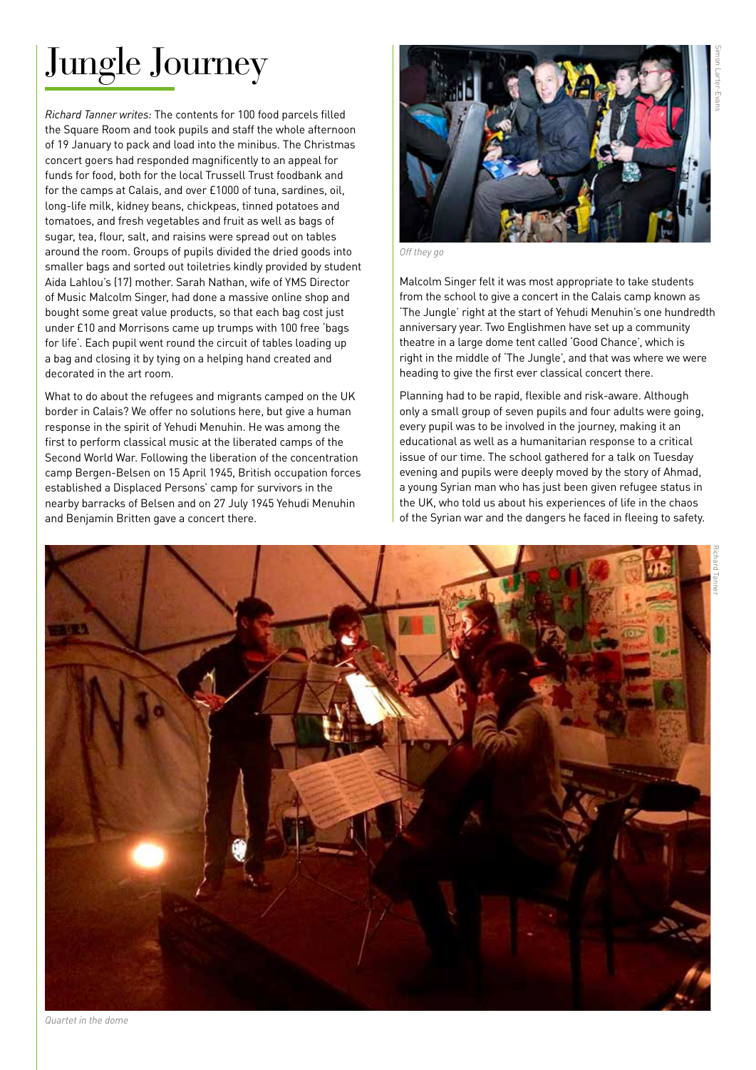# Jungle Journey

*Richard Tanner writes:* The contents for 100 food parcels filled the Square Room and took pupils and staff the whole afternoon of 19 January to pack and load into the minibus. The Christmas concert goers had responded magnificently to an appeal for funds for food, both for the local Trussell Trust foodbank and for the camps at Calais, and over £1000 of tuna, sardines, oil, long-life milk, kidney beans, chickpeas, tinned potatoes and tomatoes, and fresh vegetables and fruit as well as bags of sugar, tea, flour, salt, and raisins were spread out on tables around the room. Groups of pupils divided the dried goods into smaller bags and sorted out toiletries kindly provided by student Aida Lahlou's (17) mother. Sarah Nathan, wife of YMS Director of Music Malcolm Singer, had done a massive online shop and bought some great value products, so that each bag cost just under £10 and Morrisons came up trumps with 100 free 'bags for life'. Each pupil went round the circuit of tables loading up a bag and closing it by tying on a helping hand created and decorated in the art room.

What to do about the refugees and migrants camped on the UK border in Calais? We offer no solutions here, but give a human response in the spirit of Yehudi Menuhin. He was among the first to perform classical music at the liberated camps of the Second World War. Following the liberation of the concentration camp Bergen-Belsen on 15 April 1945, British occupation forces established a Displaced Persons' camp for survivors in the nearby barracks of Belsen and on 27 July 1945 Yehudi Menuhin and Benjamin Britten gave a concert there.

*Off they go*

Malcolm Singer felt it was most appropriate to take students from the school to give a concert in the Calais camp known as 'The Jungle' right at the start of Yehudi Menuhin's one hundredth anniversary year. Two Englishmen have set up a community theatre in a large dome tent called 'Good Chance', which is right in the middle of 'The Jungle', and that was where we were heading to give the first ever classical concert there.

Planning had to be rapid, flexible and risk-aware. Although only a small group of seven pupils and four adults were going, every pupil was to be involved in the journey, making it an educational as well as a humanitarian response to a critical issue of our time. The school gathered for a talk on Tuesday evening and pupils were deeply moved by the story of Ahmad, a young Syrian man who has just been given refugee status in the UK, who told us about his experiences of life in the chaos of the Syrian war and the dangers he faced in fleeing to safety.

*Quartet in the dome*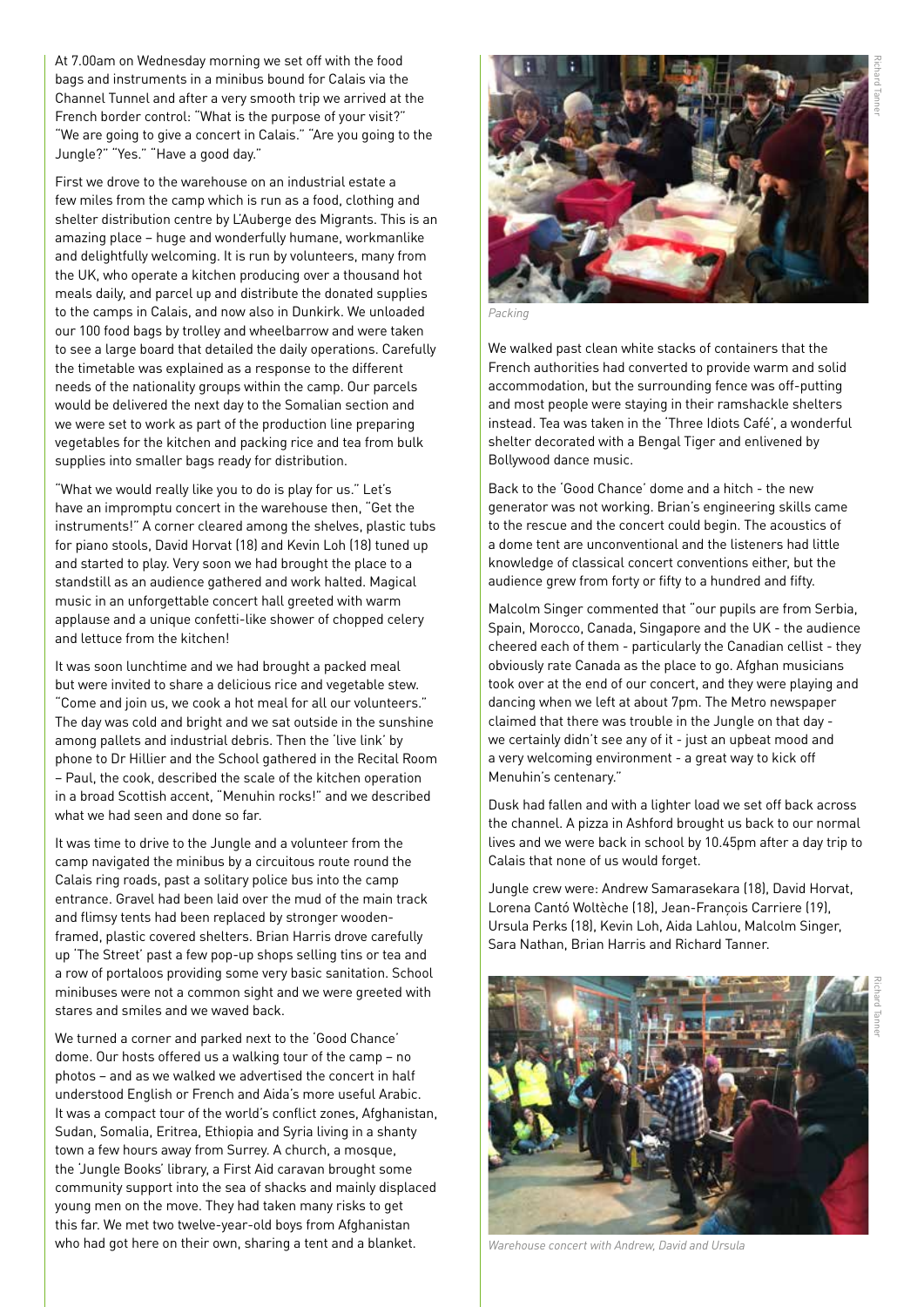At 7.00am on Wednesday morning we set off with the food bags and instruments in a minibus bound for Calais via the Channel Tunnel and after a very smooth trip we arrived at the French border control: "What is the purpose of your visit?" "We are going to give a concert in Calais." "Are you going to the Jungle?" "Yes." "Have a good day."

First we drove to the warehouse on an industrial estate a few miles from the camp which is run as a food, clothing and shelter distribution centre by L'Auberge des Migrants. This is an amazing place – huge and wonderfully humane, workmanlike and delightfully welcoming. It is run by volunteers, many from the UK, who operate a kitchen producing over a thousand hot meals daily, and parcel up and distribute the donated supplies to the camps in Calais, and now also in Dunkirk. We unloaded our 100 food bags by trolley and wheelbarrow and were taken to see a large board that detailed the daily operations. Carefully the timetable was explained as a response to the different needs of the nationality groups within the camp. Our parcels would be delivered the next day to the Somalian section and we were set to work as part of the production line preparing vegetables for the kitchen and packing rice and tea from bulk supplies into smaller bags ready for distribution.

"What we would really like you to do is play for us." Let's have an impromptu concert in the warehouse then, "Get the instruments!" A corner cleared among the shelves, plastic tubs for piano stools, David Horvat (18) and Kevin Loh (18) tuned up and started to play. Very soon we had brought the place to a standstill as an audience gathered and work halted. Magical music in an unforgettable concert hall greeted with warm applause and a unique confetti-like shower of chopped celery and lettuce from the kitchen!

It was soon lunchtime and we had brought a packed meal but were invited to share a delicious rice and vegetable stew. "Come and join us, we cook a hot meal for all our volunteers." The day was cold and bright and we sat outside in the sunshine among pallets and industrial debris. Then the 'live link' by phone to Dr Hillier and the School gathered in the Recital Room – Paul, the cook, described the scale of the kitchen operation in a broad Scottish accent, "Menuhin rocks!" and we described what we had seen and done so far.

It was time to drive to the Jungle and a volunteer from the camp navigated the minibus by a circuitous route round the Calais ring roads, past a solitary police bus into the camp entrance. Gravel had been laid over the mud of the main track and flimsy tents had been replaced by stronger wooden-framed, plastic covered shelters. Brian Harris drove carefully up 'The Street' past a few pop-up shops selling tins or tea and a row of portaloos providing some very basic sanitation. School minibuses were not a common sight and we were greeted with stares and smiles and we waved back.

We turned a corner and parked next to the 'Good Chance' dome. Our hosts offered us a walking tour of the camp – no photos – and as we walked we advertised the concert in half understood English or French and Aida's more useful Arabic. It was a compact tour of the world's conflict zones, Afghanistan, Sudan, Somalia, Eritrea, Ethiopia and Syria living in a shanty town a few hours away from Surrey. A church, a mosque, the 'Jungle Books' library, a First Aid caravan brought some community support into the sea of shacks and mainly displaced young men on the move. They had taken many risks to get this far. We met two twelve-year-old boys from Afghanistan who had got here on their own, sharing a tent and a blanket.

*Packing*

Richard Tanner

We walked past clean white stacks of containers that the French authorities had converted to provide warm and solid accommodation, but the surrounding fence was off-putting and most people were staying in their ramshackle shelters instead. Tea was taken in the 'Three Idiots Café', a wonderful shelter decorated with a Bengal Tiger and enlivened by Bollywood dance music.

Back to the 'Good Chance' dome and a hitch - the new generator was not working. Brian's engineering skills came to the rescue and the concert could begin. The acoustics of a dome tent are unconventional and the listeners had little knowledge of classical concert conventions either, but the audience grew from forty or fifty to a hundred and fifty.

Malcolm Singer commented that "our pupils are from Serbia, Spain, Morocco, Canada, Singapore and the UK - the audience cheered each of them - particularly the Canadian cellist - they obviously rate Canada as the place to go. Afghan musicians took over at the end of our concert, and they were playing and dancing when we left at about 7pm. The Metro newspaper claimed that there was trouble in the Jungle on that day - we certainly didn't see any of it - just an upbeat mood and a very welcoming environment - a great way to kick off Menuhin's centenary."

Dusk had fallen and with a lighter load we set off back across the channel. A pizza in Ashford brought us back to our normal lives and we were back in school by 10.45pm after a day trip to Calais that none of us would forget.

Jungle crew were: Andrew Samarasekara (18), David Horvat, Lorena Cantó Woltèche (18), Jean-François Carriere (19), Ursula Perks (18), Kevin Loh, Aida Lahlou, Malcolm Singer, Sara Nathan, Brian Harris and Richard Tanner.

*Warehouse concert with Andrew, David and Ursula*

Richard Tanner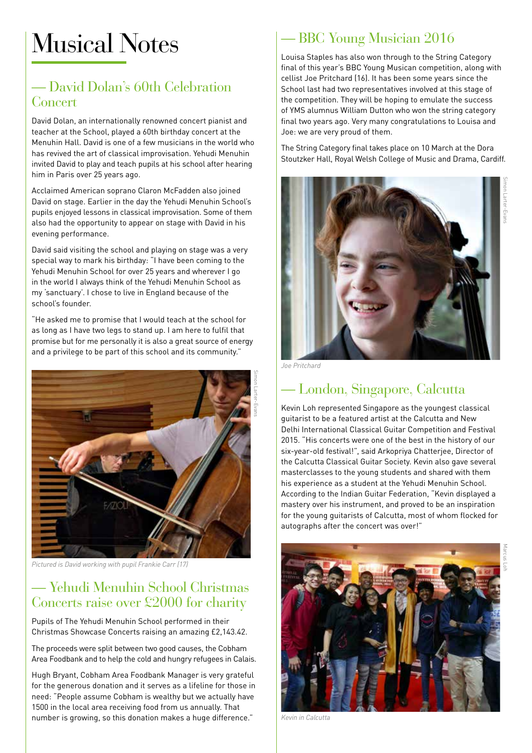# Musical Notes

## — David Dolan's 60th Celebration Concert

David Dolan, an internationally renowned concert pianist and teacher at the School, played a 60th birthday concert at the Menuhin Hall. David is one of a few musicians in the world who has revived the art of classical improvisation. Yehudi Menuhin invited David to play and teach pupils at his school after hearing him in Paris over 25 years ago.

Acclaimed American soprano Claron McFadden also joined David on stage. Earlier in the day the Yehudi Menuhin School's pupils enjoyed lessons in classical improvisation. Some of them also had the opportunity to appear on stage with David in his evening performance.

David said visiting the school and playing on stage was a very special way to mark his birthday: "I have been coming to the Yehudi Menuhin School for over 25 years and wherever I go in the world I always think of the Yehudi Menuhin School as my 'sanctuary'. I chose to live in England because of the school's founder.

"He asked me to promise that I would teach at the school for as long as I have two legs to stand up. I am here to fulfil that promise but for me personally it is also a great source of energy and a privilege to be part of this school and its community."

Simon Larter-Evans

*Pictured is David working with pupil Frankie Carr (17)*

## — Yehudi Menuhin School Christmas Concerts raise over £2000 for charity

Pupils of The Yehudi Menuhin School performed in their Christmas Showcase Concerts raising an amazing £2,143.42.

The proceeds were split between two good causes, the Cobham Area Foodbank and to help the cold and hungry refugees in Calais.

Hugh Bryant, Cobham Area Foodbank Manager is very grateful for the generous donation and it serves as a lifeline for those in need: "People assume Cobham is wealthy but we actually have 1500 in the local area receiving food from us annually. That number is growing, so this donation makes a huge difference."

## — BBC Young Musician 2016

Louisa Staples has also won through to the String Category final of this year's BBC Young Musican competition, along with cellist Joe Pritchard (16). It has been some years since the School last had two representatives involved at this stage of the competition. They will be hoping to emulate the success of YMS alumnus William Dutton who won the string category final two years ago. Very many congratulations to Louisa and Joe: we are very proud of them.

The String Category final takes place on 10 March at the Dora Stoutzker Hall, Royal Welsh College of Music and Drama, Cardiff.

Simon Larter-Evans

*Joe Pritchard*

## — London, Singapore, Calcutta

Kevin Loh represented Singapore as the youngest classical guitarist to be a featured artist at the Calcutta and New Delhi International Classical Guitar Competition and Festival 2015. "His concerts were one of the best in the history of our six-year-old festival!", said Arkopriya Chatterjee, Director of the Calcutta Classical Guitar Society. Kevin also gave several masterclasses to the young students and shared with them his experience as a student at the Yehudi Menuhin School. According to the Indian Guitar Federation, "Kevin displayed a mastery over his instrument, and proved to be an inspiration for the young guitarists of Calcutta, most of whom flocked for autographs after the concert was over!"

Marcus Loh

*Kevin in Calcutta*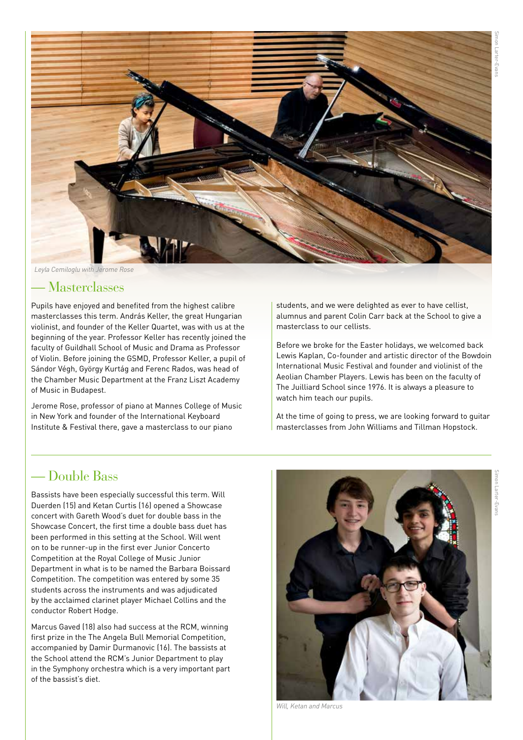Leyla Cemiloglu with Jerome Rose

## — Masterclasses

Pupils have enjoyed and benefited from the highest calibre masterclasses this term. András Keller, the great Hungarian violinist, and founder of the Keller Quartet, was with us at the beginning of the year. Professor Keller has recently joined the faculty of Guildhall School of Music and Drama as Professor of Violin. Before joining the GSMD, Professor Keller, a pupil of Sándor Végh, György Kurtág and Ferenc Rados, was head of the Chamber Music Department at the Franz Liszt Academy of Music in Budapest.

Jerome Rose, professor of piano at Mannes College of Music in New York and founder of the International Keyboard Institute & Festival there, gave a masterclass to our piano students, and we were delighted as ever to have cellist, alumnus and parent Colin Carr back at the School to give a masterclass to our cellists.

Before we broke for the Easter holidays, we welcomed back Lewis Kaplan, Co-founder and artistic director of the Bowdoin International Music Festival and founder and violinist of the Aeolian Chamber Players. Lewis has been on the faculty of The Juilliard School since 1976. It is always a pleasure to watch him teach our pupils.

At the time of going to press, we are looking forward to guitar masterclasses from John Williams and Tillman Hopstock.

## — Double Bass

Bassists have been especially successful this term. Will Duerden (15) and Ketan Curtis (16) opened a Showcase concert with Gareth Wood's duet for double bass in the Showcase Concert, the first time a double bass duet has been performed in this setting at the School. Will went on to be runner-up in the first ever Junior Concerto Competition at the Royal College of Music Junior Department in what is to be named the Barbara Boissard Competition. The competition was entered by some 35 students across the instruments and was adjudicated by the acclaimed clarinet player Michael Collins and the conductor Robert Hodge.

Marcus Gaved (18) also had success at the RCM, winning first prize in the The Angela Bull Memorial Competition, accompanied by Damir Durmanovic (16). The bassists at the School attend the RCM's Junior Department to play in the Symphony orchestra which is a very important part of the bassist's diet.

Will, Ketan and Marcus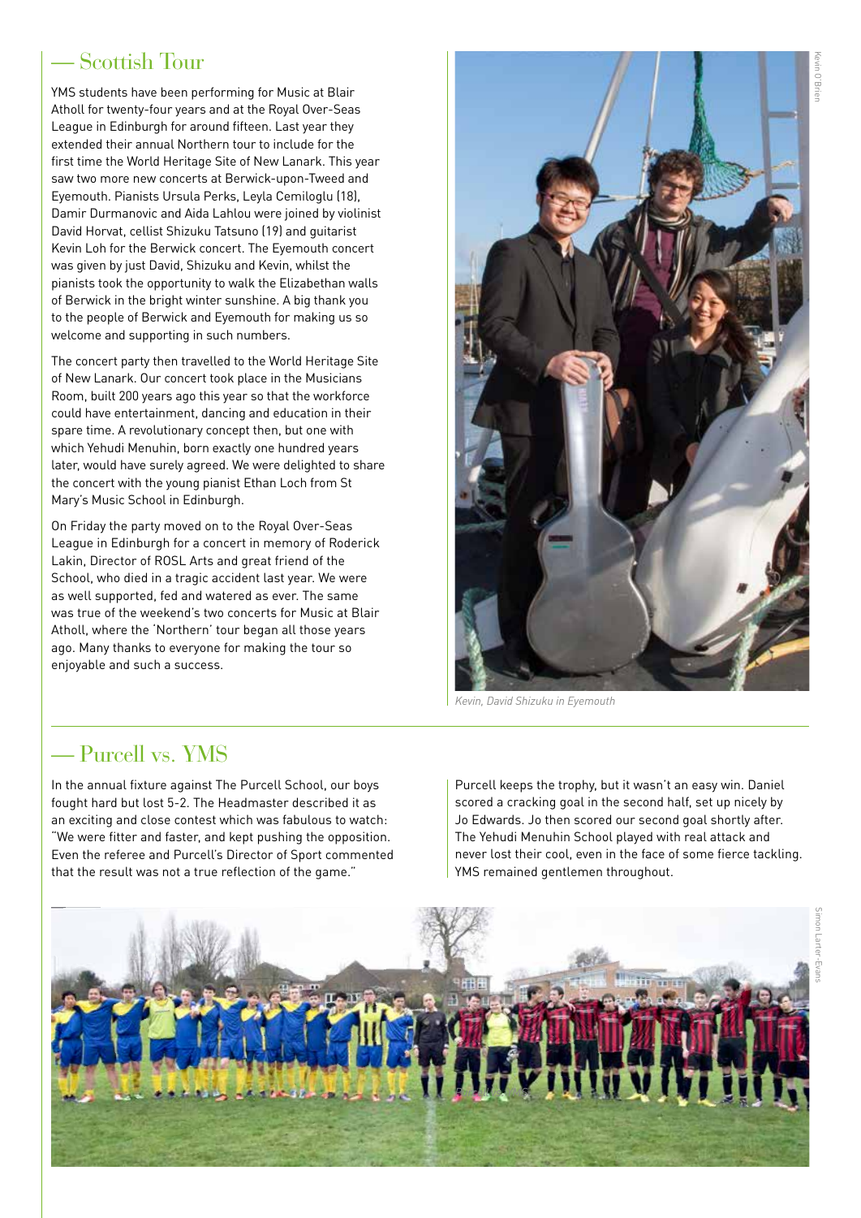## — Scottish Tour

YMS students have been performing for Music at Blair Atholl for twenty-four years and at the Royal Over-Seas League in Edinburgh for around fifteen. Last year they extended their annual Northern tour to include for the first time the World Heritage Site of New Lanark. This year saw two more new concerts at Berwick-upon-Tweed and Eyemouth. Pianists Ursula Perks, Leyla Cemiloglu (18), Damir Durmanovic and Aida Lahlou were joined by violinist David Horvat, cellist Shizuku Tatsuno (19) and guitarist Kevin Loh for the Berwick concert. The Eyemouth concert was given by just David, Shizuku and Kevin, whilst the pianists took the opportunity to walk the Elizabethan walls of Berwick in the bright winter sunshine. A big thank you to the people of Berwick and Eyemouth for making us so welcome and supporting in such numbers.

The concert party then travelled to the World Heritage Site of New Lanark. Our concert took place in the Musicians Room, built 200 years ago this year so that the workforce could have entertainment, dancing and education in their spare time. A revolutionary concept then, but one with which Yehudi Menuhin, born exactly one hundred years later, would have surely agreed. We were delighted to share the concert with the young pianist Ethan Loch from St Mary's Music School in Edinburgh.

On Friday the party moved on to the Royal Over-Seas League in Edinburgh for a concert in memory of Roderick Lakin, Director of ROSL Arts and great friend of the School, who died in a tragic accident last year. We were as well supported, fed and watered as ever. The same was true of the weekend's two concerts for Music at Blair Atholl, where the 'Northern' tour began all those years ago. Many thanks to everyone for making the tour so enjoyable and such a success.

Kevin O'Brien

*Kevin, David Shizuku in Eyemouth*

## — Purcell vs. YMS

In the annual fixture against The Purcell School, our boys fought hard but lost 5-2. The Headmaster described it as an exciting and close contest which was fabulous to watch: "We were fitter and faster, and kept pushing the opposition. Even the referee and Purcell's Director of Sport commented that the result was not a true reflection of the game."

Purcell keeps the trophy, but it wasn't an easy win. Daniel scored a cracking goal in the second half, set up nicely by Jo Edwards. Jo then scored our second goal shortly after. The Yehudi Menuhin School played with real attack and never lost their cool, even in the face of some fierce tackling. YMS remained gentlemen throughout.

Simon Larter-Evans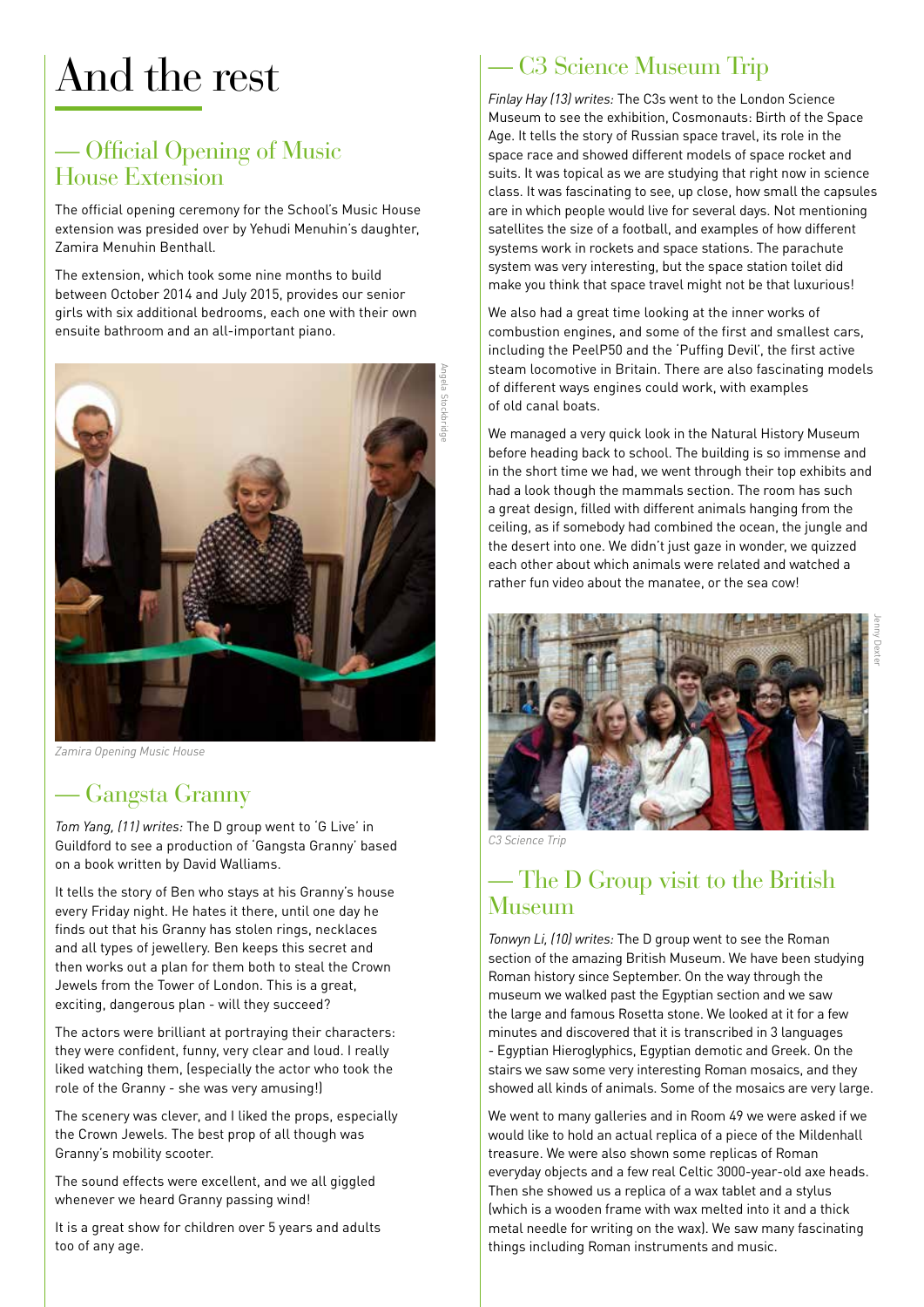# And the rest

## — Official Opening of Music House Extension

The official opening ceremony for the School's Music House extension was presided over by Yehudi Menuhin's daughter, Zamira Menuhin Benthall.

The extension, which took some nine months to build between October 2014 and July 2015, provides our senior girls with six additional bedrooms, each one with their own ensuite bathroom and an all-important piano.

Angela Stockbridge

*Zamira Opening Music House*

## — Gangsta Granny

*Tom Yang, (11) writes:* The D group went to 'G Live' in Guildford to see a production of 'Gangsta Granny' based on a book written by David Walliams.

It tells the story of Ben who stays at his Granny's house every Friday night. He hates it there, until one day he finds out that his Granny has stolen rings, necklaces and all types of jewellery. Ben keeps this secret and then works out a plan for them both to steal the Crown Jewels from the Tower of London. This is a great, exciting, dangerous plan - will they succeed?

The actors were brilliant at portraying their characters: they were confident, funny, very clear and loud. I really liked watching them, (especially the actor who took the role of the Granny - she was very amusing!)

The scenery was clever, and I liked the props, especially the Crown Jewels. The best prop of all though was Granny's mobility scooter.

The sound effects were excellent, and we all giggled whenever we heard Granny passing wind!

It is a great show for children over 5 years and adults too of any age.

## — C3 Science Museum Trip

*Finlay Hay (13) writes:* The C3s went to the London Science Museum to see the exhibition, Cosmonauts: Birth of the Space Age. It tells the story of Russian space travel, its role in the space race and showed different models of space rocket and suits. It was topical as we are studying that right now in science class. It was fascinating to see, up close, how small the capsules are in which people would live for several days. Not mentioning satellites the size of a football, and examples of how different systems work in rockets and space stations. The parachute system was very interesting, but the space station toilet did make you think that space travel might not be that luxurious!

We also had a great time looking at the inner works of combustion engines, and some of the first and smallest cars, including the PeelP50 and the 'Puffing Devil', the first active steam locomotive in Britain. There are also fascinating models of different ways engines could work, with examples of old canal boats.

We managed a very quick look in the Natural History Museum before heading back to school. The building is so immense and in the short time we had, we went through their top exhibits and had a look though the mammals section. The room has such a great design, filled with different animals hanging from the ceiling, as if somebody had combined the ocean, the jungle and the desert into one. We didn't just gaze in wonder, we quizzed each other about which animals were related and watched a rather fun video about the manatee, or the sea cow!

Jenny Dexter

*C3 Science Trip*

## — The D Group visit to the British Museum

*Tonwyn Li, (10) writes:* The D group went to see the Roman section of the amazing British Museum. We have been studying Roman history since September. On the way through the museum we walked past the Egyptian section and we saw the large and famous Rosetta stone. We looked at it for a few minutes and discovered that it is transcribed in 3 languages - Egyptian Hieroglyphics, Egyptian demotic and Greek. On the stairs we saw some very interesting Roman mosaics, and they showed all kinds of animals. Some of the mosaics are very large.

We went to many galleries and in Room 49 we were asked if we would like to hold an actual replica of a piece of the Mildenhall treasure. We were also shown some replicas of Roman everyday objects and a few real Celtic 3000-year-old axe heads. Then she showed us a replica of a wax tablet and a stylus (which is a wooden frame with wax melted into it and a thick metal needle for writing on the wax). We saw many fascinating things including Roman instruments and music.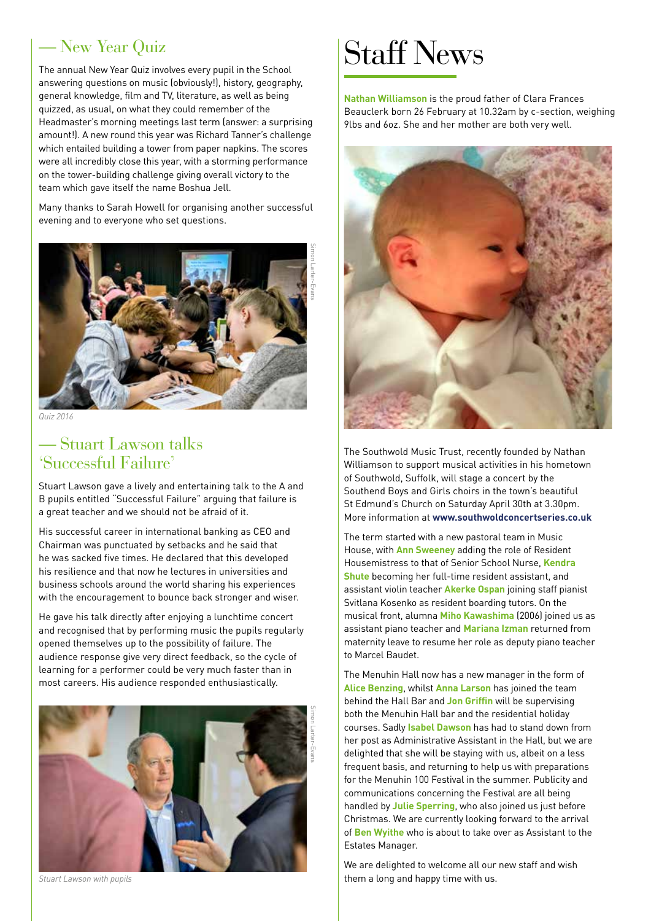## — New Year Quiz

The annual New Year Quiz involves every pupil in the School answering questions on music (obviously!), history, geography, general knowledge, film and TV, literature, as well as being quizzed, as usual, on what they could remember of the Headmaster's morning meetings last term (answer: a surprising amount!). A new round this year was Richard Tanner's challenge which entailed building a tower from paper napkins. The scores were all incredibly close this year, with a storming performance on the tower-building challenge giving overall victory to the team which gave itself the name Boshua Jell.

Many thanks to Sarah Howell for organising another successful evening and to everyone who set questions.

Simon Larter-Evans

*Quiz 2016*

## — Stuart Lawson talks 'Successful Failure'

Stuart Lawson gave a lively and entertaining talk to the A and B pupils entitled "Successful Failure" arguing that failure is a great teacher and we should not be afraid of it.

His successful career in international banking as CEO and Chairman was punctuated by setbacks and he said that he was sacked five times. He declared that this developed his resilience and that now he lectures in universities and business schools around the world sharing his experiences with the encouragement to bounce back stronger and wiser.

He gave his talk directly after enjoying a lunchtime concert and recognised that by performing music the pupils regularly opened themselves up to the possibility of failure. The audience response give very direct feedback, so the cycle of learning for a performer could be very much faster than in most careers. His audience responded enthusiastically.

Simon Larter-Evans

*Stuart Lawson with pupils*

# Staff News

**Nathan Williamson** is the proud father of Clara Frances Beauclerk born 26 February at 10.32am by c-section, weighing 9lbs and 6oz. She and her mother are both very well.

The Southwold Music Trust, recently founded by Nathan Williamson to support musical activities in his hometown of Southwold, Suffolk, will stage a concert by the Southend Boys and Girls choirs in the town's beautiful St Edmund's Church on Saturday April 30th at 3.30pm. More information at **www.southwoldconcertseries.co.uk**

The term started with a new pastoral team in Music House, with **Ann Sweeney** adding the role of Resident Housemistress to that of Senior School Nurse, **Kendra Shute** becoming her full-time resident assistant, and assistant violin teacher **Akerke Ospan** joining staff pianist Svitlana Kosenko as resident boarding tutors. On the musical front, alumna **Miho Kawashima** (2006) joined us as assistant piano teacher and **Mariana Izman** returned from maternity leave to resume her role as deputy piano teacher to Marcel Baudet.

The Menuhin Hall now has a new manager in the form of **Alice Benzing**, whilst **Anna Larson** has joined the team behind the Hall Bar and **Jon Griffin** will be supervising both the Menuhin Hall bar and the residential holiday courses. Sadly **Isabel Dawson** has had to stand down from her post as Administrative Assistant in the Hall, but we are delighted that she will be staying with us, albeit on a less frequent basis, and returning to help us with preparations for the Menuhin 100 Festival in the summer. Publicity and communications concerning the Festival are all being handled by **Julie Sperring**, who also joined us just before Christmas. We are currently looking forward to the arrival of **Ben Wyithe** who is about to take over as Assistant to the Estates Manager.

We are delighted to welcome all our new staff and wish them a long and happy time with us.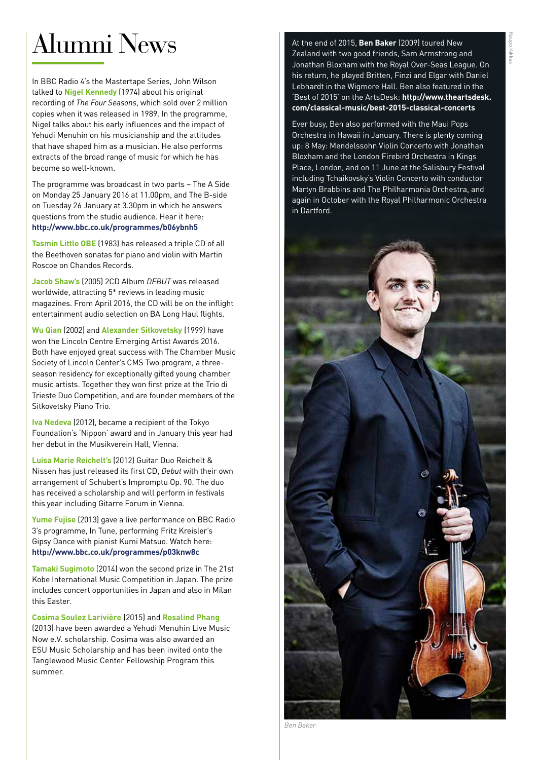# Alumni News

In BBC Radio 4's the Mastertape Series, John Wilson talked to **Nigel Kennedy** (1974) about his original recording of *The Four Seasons*, which sold over 2 million copies when it was released in 1989. In the programme, Nigel talks about his early influences and the impact of Yehudi Menuhin on his musicianship and the attitudes that have shaped him as a musician. He also performs extracts of the broad range of music for which he has become so well-known.

The programme was broadcast in two parts – The A Side on Monday 25 January 2016 at 11.00pm, and The B-side on Tuesday 26 January at 3.30pm in which he answers questions from the studio audience. Hear it here: **http://www.bbc.co.uk/programmes/b06ybnh5**

**Tasmin Little OBE** (1983) has released a triple CD of all the Beethoven sonatas for piano and violin with Martin Roscoe on Chandos Records.

**Jacob Shaw's** (2005) 2CD Album *DEBUT* was released worldwide, attracting 5* reviews in leading music magazines. From April 2016, the CD will be on the inflight entertainment audio selection on BA Long Haul flights.

**Wu Qian** (2002) and **Alexander Sitkovetsky** (1999) have won the Lincoln Centre Emerging Artist Awards 2016. Both have enjoyed great success with The Chamber Music Society of Lincoln Center's CMS Two program, a three-season residency for exceptionally gifted young chamber music artists. Together they won first prize at the Trio di Trieste Duo Competition, and are founder members of the Sitkovetsky Piano Trio.

**Iva Nedeva** (2012), became a recipient of the Tokyo Foundation's 'Nippon' award and in January this year had her debut in the Musikverein Hall, Vienna.

**Luisa Marie Reichelt's** (2012) Guitar Duo Reichelt & Nissen has just released its first CD, *Debut* with their own arrangement of Schubert's Impromptu Op. 90. The duo has received a scholarship and will perform in festivals this year including Gitarre Forum in Vienna.

**Yume Fujise** (2013) gave a live performance on BBC Radio 3's programme, In Tune, performing Fritz Kreisler's Gipsy Dance with pianist Kumi Matsuo. Watch here: **http://www.bbc.co.uk/programmes/p03knw8c**

**Tamaki Sugimoto** (2014) won the second prize in The 21st Kobe International Music Competition in Japan. The prize includes concert opportunities in Japan and also in Milan this Easter.

**Cosima Soulez Larivière** (2015) and **Rosalind Phang** (2013) have been awarded a Yehudi Menuhin Live Music Now e.V. scholarship. Cosima was also awarded an ESU Music Scholarship and has been invited onto the Tanglewood Music Center Fellowship Program this summer.

At the end of 2015, **Ben Baker** (2009) toured New Zealand with two good friends, Sam Armstrong and Jonathan Bloxham with the Royal Over-Seas League. On his return, he played Britten, Finzi and Elgar with Daniel Lebhardt in the Wigmore Hall. Ben also featured in the 'Best of 2015' on the ArtsDesk: **http://www.theartsdesk.com/classical-music/best-2015-classical-concerts**

Ever busy, Ben also performed with the Maui Pops Orchestra in Hawaii in January. There is plenty coming up: 8 May: Mendelssohn Violin Concerto with Jonathan Bloxham and the London Firebird Orchestra in Kings Place, London, and on 11 June at the Salisbury Festival including Tchaikovsky's Violin Concerto with conductor Martyn Brabbins and The Philharmonia Orchestra, and again in October with the Royal Philharmonic Orchestra in Dartford.

*Ben Baker*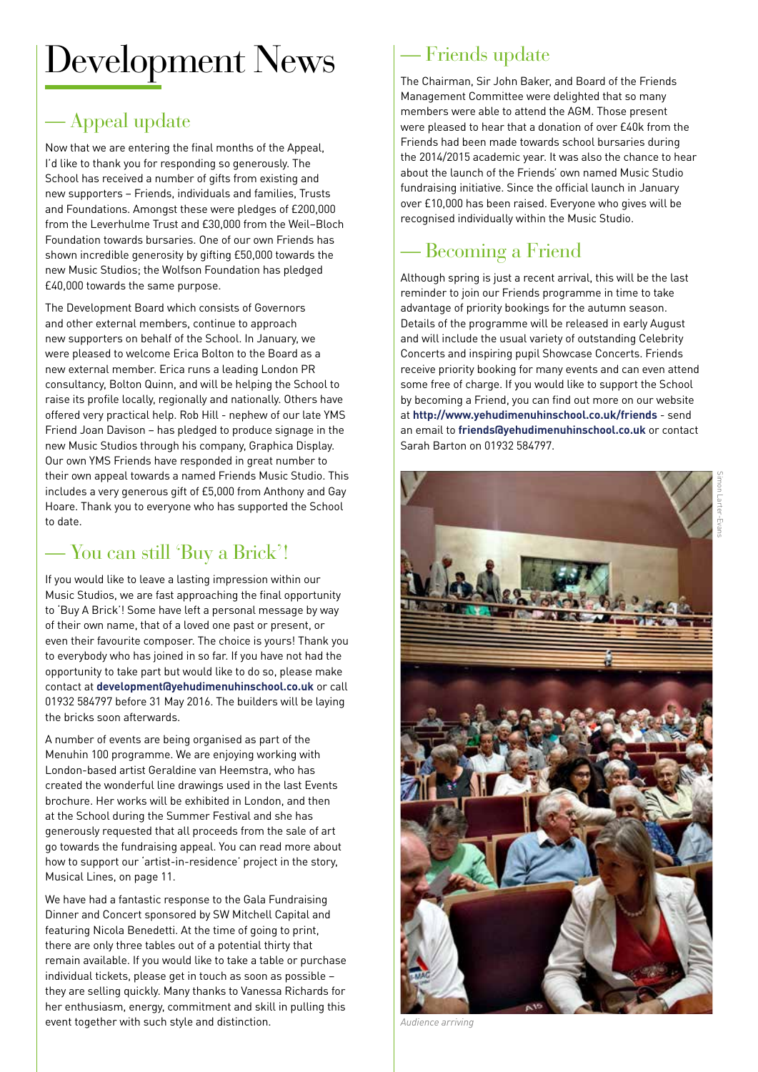# Development News

## — Appeal update

Now that we are entering the final months of the Appeal, I'd like to thank you for responding so generously. The School has received a number of gifts from existing and new supporters – Friends, individuals and families, Trusts and Foundations. Amongst these were pledges of £200,000 from the Leverhulme Trust and £30,000 from the Weil–Bloch Foundation towards bursaries. One of our own Friends has shown incredible generosity by gifting £50,000 towards the new Music Studios; the Wolfson Foundation has pledged £40,000 towards the same purpose.

The Development Board which consists of Governors and other external members, continue to approach new supporters on behalf of the School. In January, we were pleased to welcome Erica Bolton to the Board as a new external member. Erica runs a leading London PR consultancy, Bolton Quinn, and will be helping the School to raise its profile locally, regionally and nationally. Others have offered very practical help. Rob Hill - nephew of our late YMS Friend Joan Davison – has pledged to produce signage in the new Music Studios through his company, Graphica Display. Our own YMS Friends have responded in great number to their own appeal towards a named Friends Music Studio. This includes a very generous gift of £5,000 from Anthony and Gay Hoare. Thank you to everyone who has supported the School to date.

## — You can still 'Buy a Brick'!

If you would like to leave a lasting impression within our Music Studios, we are fast approaching the final opportunity to 'Buy A Brick'! Some have left a personal message by way of their own name, that of a loved one past or present, or even their favourite composer. The choice is yours! Thank you to everybody who has joined in so far. If you have not had the opportunity to take part but would like to do so, please make contact at **development@yehudimenuhinschool.co.uk** or call 01932 584797 before 31 May 2016. The builders will be laying the bricks soon afterwards.

A number of events are being organised as part of the Menuhin 100 programme. We are enjoying working with London-based artist Geraldine van Heemstra, who has created the wonderful line drawings used in the last Events brochure. Her works will be exhibited in London, and then at the School during the Summer Festival and she has generously requested that all proceeds from the sale of art go towards the fundraising appeal. You can read more about how to support our 'artist-in-residence' project in the story, Musical Lines, on page 11.

We have had a fantastic response to the Gala Fundraising Dinner and Concert sponsored by SW Mitchell Capital and featuring Nicola Benedetti. At the time of going to print, there are only three tables out of a potential thirty that remain available. If you would like to take a table or purchase individual tickets, please get in touch as soon as possible – they are selling quickly. Many thanks to Vanessa Richards for her enthusiasm, energy, commitment and skill in pulling this event together with such style and distinction.

## — Friends update

The Chairman, Sir John Baker, and Board of the Friends Management Committee were delighted that so many members were able to attend the AGM. Those present were pleased to hear that a donation of over £40k from the Friends had been made towards school bursaries during the 2014/2015 academic year. It was also the chance to hear about the launch of the Friends' own named Music Studio fundraising initiative. Since the official launch in January over £10,000 has been raised. Everyone who gives will be recognised individually within the Music Studio.

## — Becoming a Friend

Although spring is just a recent arrival, this will be the last reminder to join our Friends programme in time to take advantage of priority bookings for the autumn season. Details of the programme will be released in early August and will include the usual variety of outstanding Celebrity Concerts and inspiring pupil Showcase Concerts. Friends receive priority booking for many events and can even attend some free of charge. If you would like to support the School by becoming a Friend, you can find out more on our website at **http://www.yehudimenuhinschool.co.uk/friends** - send an email to **friends@yehudimenuhinschool.co.uk** or contact Sarah Barton on 01932 584797.

Simon Larter-Evans

*Audience arriving*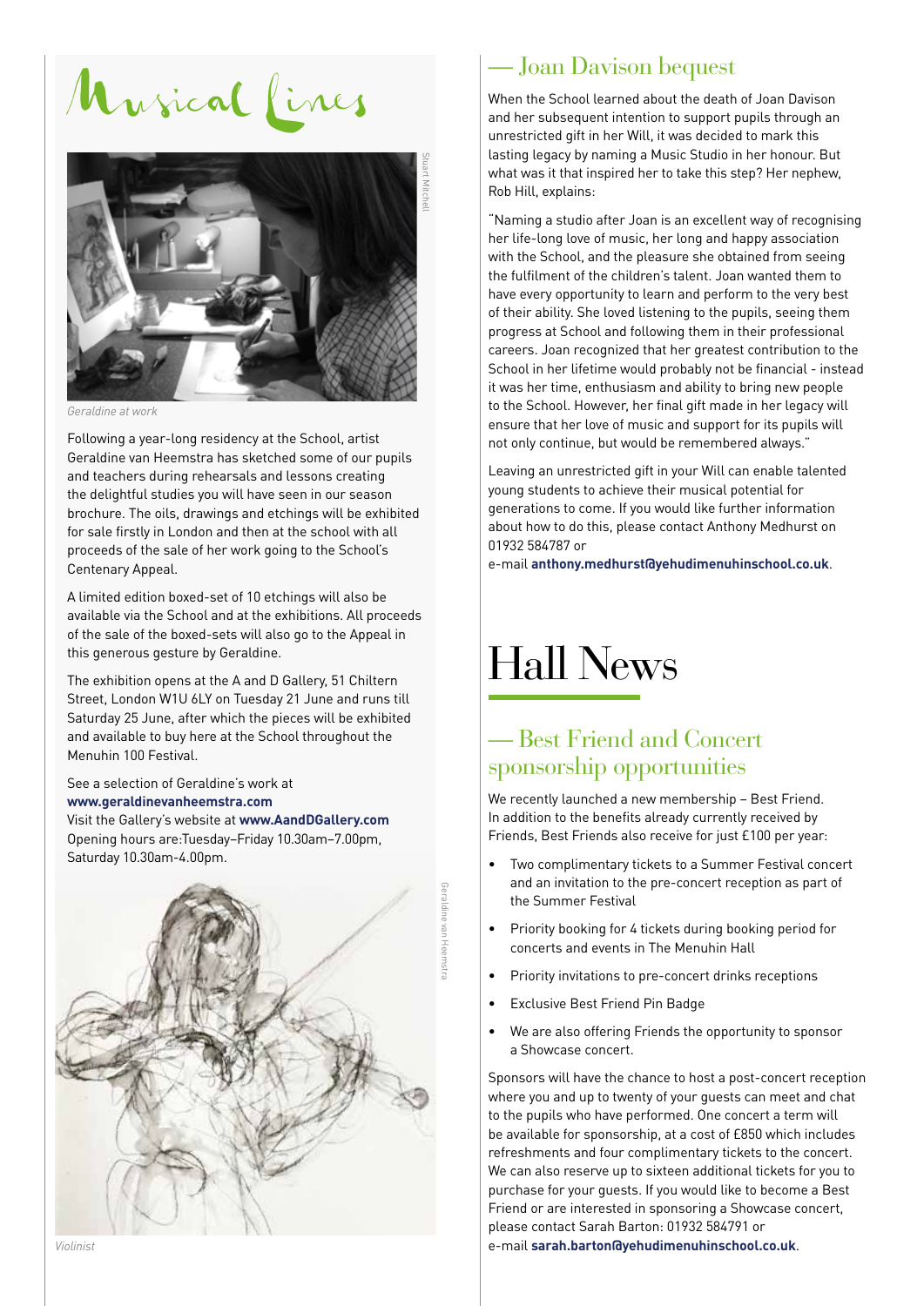# Musical Lines

Stuart Mitchell

*Geraldine at work*

Following a year-long residency at the School, artist Geraldine van Heemstra has sketched some of our pupils and teachers during rehearsals and lessons creating the delightful studies you will have seen in our season brochure. The oils, drawings and etchings will be exhibited for sale firstly in London and then at the school with all proceeds of the sale of her work going to the School's Centenary Appeal.

A limited edition boxed-set of 10 etchings will also be available via the School and at the exhibitions. All proceeds of the sale of the boxed-sets will also go to the Appeal in this generous gesture by Geraldine.

The exhibition opens at the A and D Gallery, 51 Chiltern Street, London W1U 6LY on Tuesday 21 June and runs till Saturday 25 June, after which the pieces will be exhibited and available to buy here at the School throughout the Menuhin 100 Festival.

See a selection of Geraldine's work at **www.geraldinevanheemstra.com**
Visit the Gallery's website at **www.AandDGallery.com**
Opening hours are:Tuesday–Friday 10.30am–7.00pm, Saturday 10.30am-4.00pm.

Geraldine van Heemstra

*Violinist*

## — Joan Davison bequest

When the School learned about the death of Joan Davison and her subsequent intention to support pupils through an unrestricted gift in her Will, it was decided to mark this lasting legacy by naming a Music Studio in her honour. But what was it that inspired her to take this step? Her nephew, Rob Hill, explains:

"Naming a studio after Joan is an excellent way of recognising her life-long love of music, her long and happy association with the School, and the pleasure she obtained from seeing the fulfilment of the children's talent. Joan wanted them to have every opportunity to learn and perform to the very best of their ability. She loved listening to the pupils, seeing them progress at School and following them in their professional careers. Joan recognized that her greatest contribution to the School in her lifetime would probably not be financial - instead it was her time, enthusiasm and ability to bring new people to the School. However, her final gift made in her legacy will ensure that her love of music and support for its pupils will not only continue, but would be remembered always."

Leaving an unrestricted gift in your Will can enable talented young students to achieve their musical potential for generations to come. If you would like further information about how to do this, please contact Anthony Medhurst on 01932 584787 or
e-mail **anthony.medhurst@yehudimenuhinschool.co.uk**.

# Hall News

## — Best Friend and Concert sponsorship opportunities

We recently launched a new membership – Best Friend. In addition to the benefits already currently received by Friends, Best Friends also receive for just £100 per year:

- Two complimentary tickets to a Summer Festival concert and an invitation to the pre-concert reception as part of the Summer Festival
- Priority booking for 4 tickets during booking period for concerts and events in The Menuhin Hall
- Priority invitations to pre-concert drinks receptions
- Exclusive Best Friend Pin Badge
- We are also offering Friends the opportunity to sponsor a Showcase concert.

Sponsors will have the chance to host a post-concert reception where you and up to twenty of your guests can meet and chat to the pupils who have performed. One concert a term will be available for sponsorship, at a cost of £850 which includes refreshments and four complimentary tickets to the concert. We can also reserve up to sixteen additional tickets for you to purchase for your guests. If you would like to become a Best Friend or are interested in sponsoring a Showcase concert, please contact Sarah Barton: 01932 584791 or
e-mail **sarah.barton@yehudimenuhinschool.co.uk**.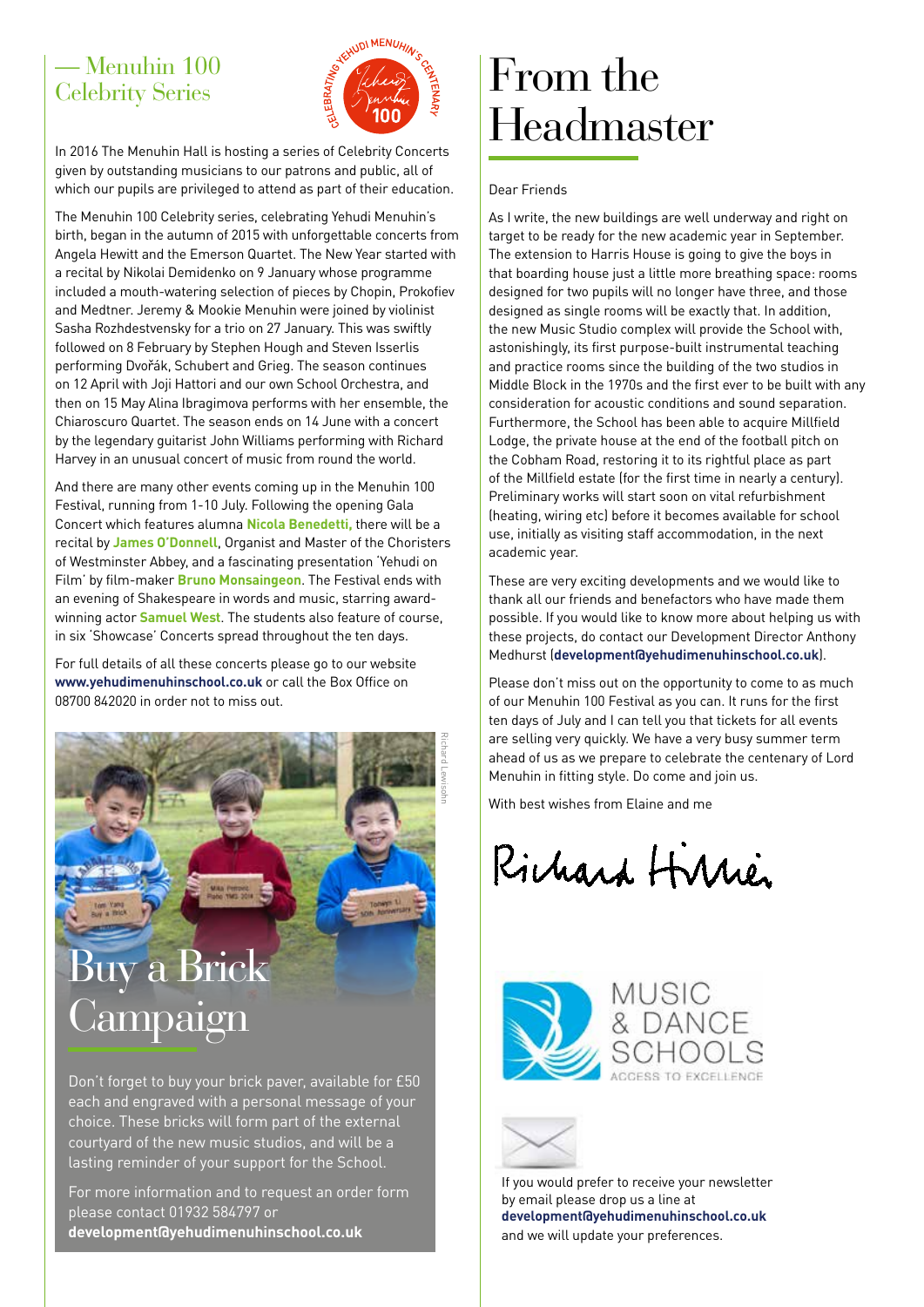## — Menuhin 100 Celebrity Series

In 2016 The Menuhin Hall is hosting a series of Celebrity Concerts given by outstanding musicians to our patrons and public, all of which our pupils are privileged to attend as part of their education.

The Menuhin 100 Celebrity series, celebrating Yehudi Menuhin's birth, began in the autumn of 2015 with unforgettable concerts from Angela Hewitt and the Emerson Quartet. The New Year started with a recital by Nikolai Demidenko on 9 January whose programme included a mouth-watering selection of pieces by Chopin, Prokofiev and Medtner. Jeremy & Mookie Menuhin were joined by violinist Sasha Rozhdestvensky for a trio on 27 January. This was swiftly followed on 8 February by Stephen Hough and Steven Isserlis performing Dvořák, Schubert and Grieg. The season continues on 12 April with Joji Hattori and our own School Orchestra, and then on 15 May Alina Ibragimova performs with her ensemble, the Chiaroscuro Quartet. The season ends on 14 June with a concert by the legendary guitarist John Williams performing with Richard Harvey in an unusual concert of music from round the world.

And there are many other events coming up in the Menuhin 100 Festival, running from 1-10 July. Following the opening Gala Concert which features alumna **Nicola Benedetti,** there will be a recital by **James O'Donnell**, Organist and Master of the Choristers of Westminster Abbey, and a fascinating presentation 'Yehudi on Film' by film-maker **Bruno Monsaingeon**. The Festival ends with an evening of Shakespeare in words and music, starring award-winning actor **Samuel West**. The students also feature of course, in six 'Showcase' Concerts spread throughout the ten days.

For full details of all these concerts please go to our website **www.yehudimenuhinschool.co.uk** or call the Box Office on 08700 842020 in order not to miss out.

Richard Lewisohn

## Buy a Brick Campaign

Don't forget to buy your brick paver, available for £50 each and engraved with a personal message of your choice. These bricks will form part of the external courtyard of the new music studios, and will be a lasting reminder of your support for the School.

For more information and to request an order form please contact 01932 584797 or **development@yehudimenuhinschool.co.uk**

# From the Headmaster

Dear Friends

As I write, the new buildings are well underway and right on target to be ready for the new academic year in September. The extension to Harris House is going to give the boys in that boarding house just a little more breathing space: rooms designed for two pupils will no longer have three, and those designed as single rooms will be exactly that. In addition, the new Music Studio complex will provide the School with, astonishingly, its first purpose-built instrumental teaching and practice rooms since the building of the two studios in Middle Block in the 1970s and the first ever to be built with any consideration for acoustic conditions and sound separation. Furthermore, the School has been able to acquire Millfield Lodge, the private house at the end of the football pitch on the Cobham Road, restoring it to its rightful place as part of the Millfield estate (for the first time in nearly a century). Preliminary works will start soon on vital refurbishment (heating, wiring etc) before it becomes available for school use, initially as visiting staff accommodation, in the next academic year.

These are very exciting developments and we would like to thank all our friends and benefactors who have made them possible. If you would like to know more about helping us with these projects, do contact our Development Director Anthony Medhurst (**development@yehudimenuhinschool.co.uk**).

Please don't miss out on the opportunity to come to as much of our Menuhin 100 Festival as you can. It runs for the first ten days of July and I can tell you that tickets for all events are selling very quickly. We have a very busy summer term ahead of us as we prepare to celebrate the centenary of Lord Menuhin in fitting style. Do come and join us.

With best wishes from Elaine and me

Richard Hillier

MUSIC & DANCE SCHOOLS
ACCESS TO EXCELLENCE

If you would prefer to receive your newsletter by email please drop us a line at **development@yehudimenuhinschool.co.uk** and we will update your preferences.